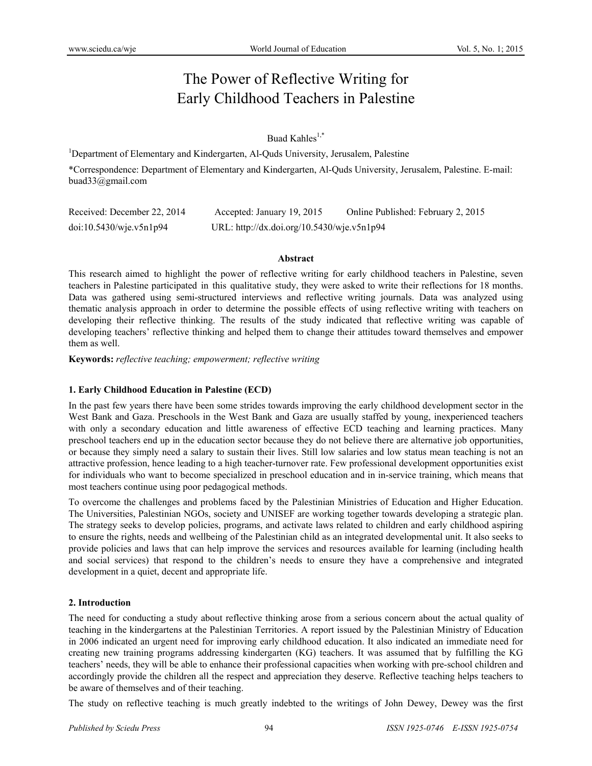# The Power of Reflective Writing for Early Childhood Teachers in Palestine

Buad Kahles[1,*]

[1]Department of Elementary and Kindergarten, Al-Quds University, Jerusalem, Palestine

*Correspondence: Department of Elementary and Kindergarten, Al-Quds University, Jerusalem, Palestine. E-mail: buad33@gmail.com

Received: December 22, 2014 Accepted: January 19, 2015 Online Published: February 2, 2015

doi:10.5430/wje.v5n1p94 URL: http://dx.doi.org/10.5430/wje.v5n1p94

## Abstract

This research aimed to highlight the power of reflective writing for early childhood teachers in Palestine, seven teachers in Palestine participated in this qualitative study, they were asked to write their reflections for 18 months. Data was gathered using semi-structured interviews and reflective writing journals. Data was analyzed using thematic analysis approach in order to determine the possible effects of using reflective writing with teachers on developing their reflective thinking. The results of the study indicated that reflective writing was capable of developing teachers' reflective thinking and helped them to change their attitudes toward themselves and empower them as well.

**Keywords:** *reflective teaching; empowerment; reflective writing*

## 1. Early Childhood Education in Palestine (ECD)

In the past few years there have been some strides towards improving the early childhood development sector in the West Bank and Gaza. Preschools in the West Bank and Gaza are usually staffed by young, inexperienced teachers with only a secondary education and little awareness of effective ECD teaching and learning practices. Many preschool teachers end up in the education sector because they do not believe there are alternative job opportunities, or because they simply need a salary to sustain their lives. Still low salaries and low status mean teaching is not an attractive profession, hence leading to a high teacher-turnover rate. Few professional development opportunities exist for individuals who want to become specialized in preschool education and in in-service training, which means that most teachers continue using poor pedagogical methods.

To overcome the challenges and problems faced by the Palestinian Ministries of Education and Higher Education. The Universities, Palestinian NGOs, society and UNISEF are working together towards developing a strategic plan. The strategy seeks to develop policies, programs, and activate laws related to children and early childhood aspiring to ensure the rights, needs and wellbeing of the Palestinian child as an integrated developmental unit. It also seeks to provide policies and laws that can help improve the services and resources available for learning (including health and social services) that respond to the children's needs to ensure they have a comprehensive and integrated development in a quiet, decent and appropriate life.

## 2. Introduction

The need for conducting a study about reflective thinking arose from a serious concern about the actual quality of teaching in the kindergartens at the Palestinian Territories. A report issued by the Palestinian Ministry of Education in 2006 indicated an urgent need for improving early childhood education. It also indicated an immediate need for creating new training programs addressing kindergarten (KG) teachers. It was assumed that by fulfilling the KG teachers' needs, they will be able to enhance their professional capacities when working with pre-school children and accordingly provide the children all the respect and appreciation they deserve. Reflective teaching helps teachers to be aware of themselves and of their teaching.

The study on reflective teaching is much greatly indebted to the writings of John Dewey, Dewey was the first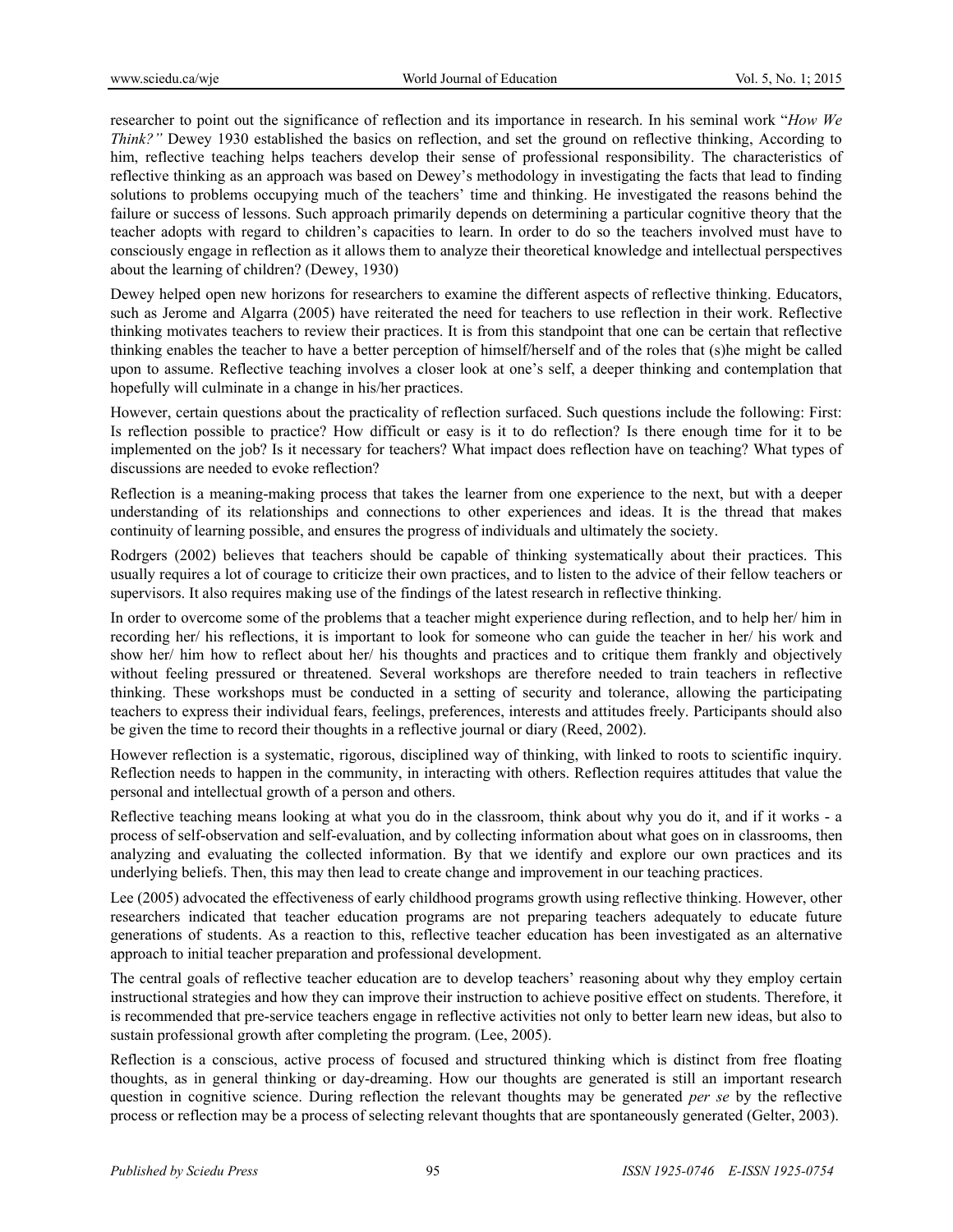researcher to point out the significance of reflection and its importance in research. In his seminal work "*How We Think?"* Dewey 1930 established the basics on reflection, and set the ground on reflective thinking, According to him, reflective teaching helps teachers develop their sense of professional responsibility. The characteristics of reflective thinking as an approach was based on Dewey's methodology in investigating the facts that lead to finding solutions to problems occupying much of the teachers' time and thinking. He investigated the reasons behind the failure or success of lessons. Such approach primarily depends on determining a particular cognitive theory that the teacher adopts with regard to children's capacities to learn. In order to do so the teachers involved must have to consciously engage in reflection as it allows them to analyze their theoretical knowledge and intellectual perspectives about the learning of children? (Dewey, 1930)

Dewey helped open new horizons for researchers to examine the different aspects of reflective thinking. Educators, such as Jerome and Algarra (2005) have reiterated the need for teachers to use reflection in their work. Reflective thinking motivates teachers to review their practices. It is from this standpoint that one can be certain that reflective thinking enables the teacher to have a better perception of himself/herself and of the roles that (s)he might be called upon to assume. Reflective teaching involves a closer look at one's self, a deeper thinking and contemplation that hopefully will culminate in a change in his/her practices.

However, certain questions about the practicality of reflection surfaced. Such questions include the following: First: Is reflection possible to practice? How difficult or easy is it to do reflection? Is there enough time for it to be implemented on the job? Is it necessary for teachers? What impact does reflection have on teaching? What types of discussions are needed to evoke reflection?

Reflection is a meaning-making process that takes the learner from one experience to the next, but with a deeper understanding of its relationships and connections to other experiences and ideas. It is the thread that makes continuity of learning possible, and ensures the progress of individuals and ultimately the society.

Rodrgers (2002) believes that teachers should be capable of thinking systematically about their practices. This usually requires a lot of courage to criticize their own practices, and to listen to the advice of their fellow teachers or supervisors. It also requires making use of the findings of the latest research in reflective thinking.

In order to overcome some of the problems that a teacher might experience during reflection, and to help her/ him in recording her/ his reflections, it is important to look for someone who can guide the teacher in her/ his work and show her/ him how to reflect about her/ his thoughts and practices and to critique them frankly and objectively without feeling pressured or threatened. Several workshops are therefore needed to train teachers in reflective thinking. These workshops must be conducted in a setting of security and tolerance, allowing the participating teachers to express their individual fears, feelings, preferences, interests and attitudes freely. Participants should also be given the time to record their thoughts in a reflective journal or diary (Reed, 2002).

However reflection is a systematic, rigorous, disciplined way of thinking, with linked to roots to scientific inquiry. Reflection needs to happen in the community, in interacting with others. Reflection requires attitudes that value the personal and intellectual growth of a person and others.

Reflective teaching means looking at what you do in the classroom, think about why you do it, and if it works - a process of self-observation and self-evaluation, and by collecting information about what goes on in classrooms, then analyzing and evaluating the collected information. By that we identify and explore our own practices and its underlying beliefs. Then, this may then lead to create change and improvement in our teaching practices.

Lee (2005) advocated the effectiveness of early childhood programs growth using reflective thinking. However, other researchers indicated that teacher education programs are not preparing teachers adequately to educate future generations of students. As a reaction to this, reflective teacher education has been investigated as an alternative approach to initial teacher preparation and professional development.

The central goals of reflective teacher education are to develop teachers' reasoning about why they employ certain instructional strategies and how they can improve their instruction to achieve positive effect on students. Therefore, it is recommended that pre-service teachers engage in reflective activities not only to better learn new ideas, but also to sustain professional growth after completing the program. (Lee, 2005).

Reflection is a conscious, active process of focused and structured thinking which is distinct from free floating thoughts, as in general thinking or day-dreaming. How our thoughts are generated is still an important research question in cognitive science. During reflection the relevant thoughts may be generated *per se* by the reflective process or reflection may be a process of selecting relevant thoughts that are spontaneously generated (Gelter, 2003).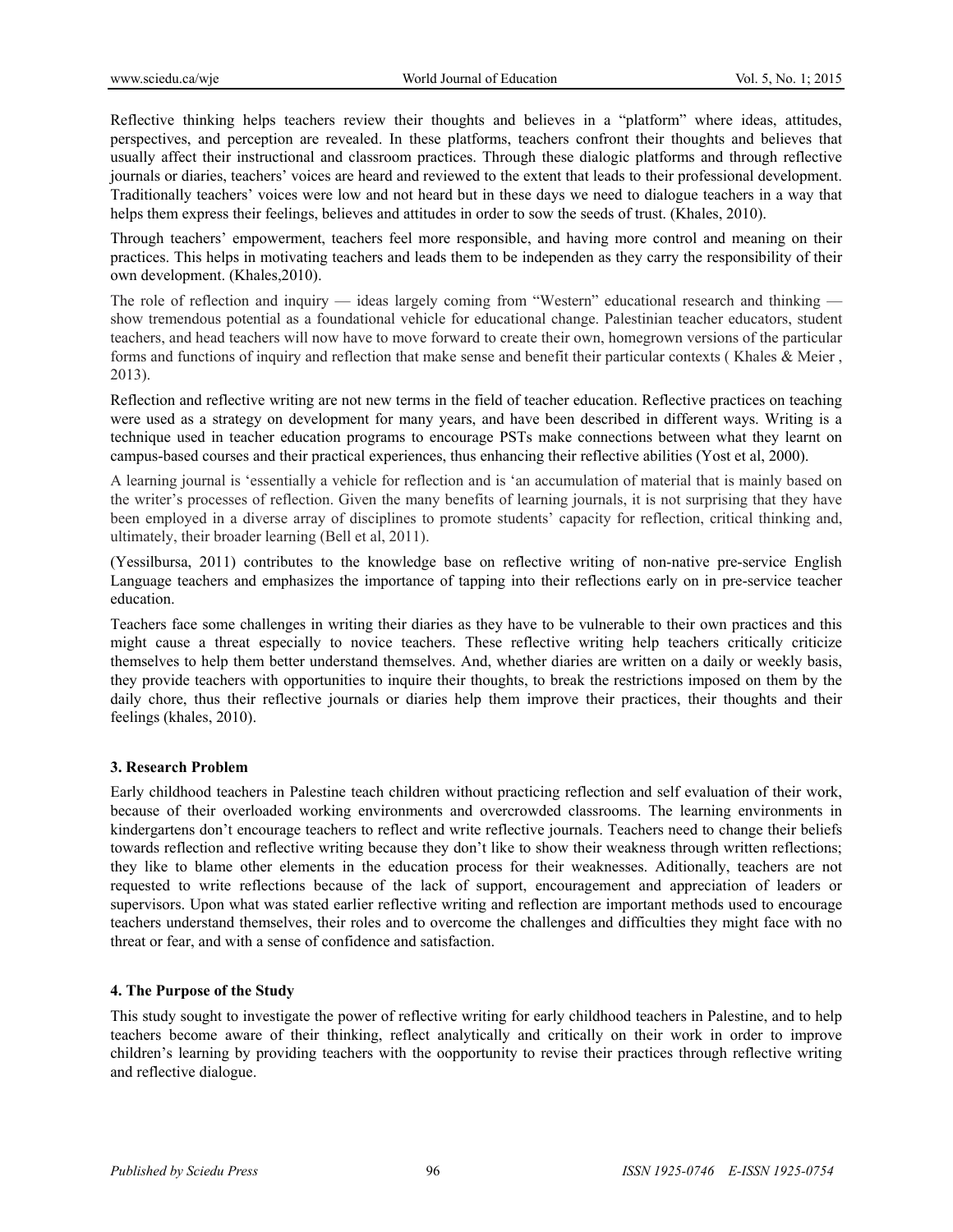Reflective thinking helps teachers review their thoughts and believes in a "platform" where ideas, attitudes, perspectives, and perception are revealed. In these platforms, teachers confront their thoughts and believes that usually affect their instructional and classroom practices. Through these dialogic platforms and through reflective journals or diaries, teachers' voices are heard and reviewed to the extent that leads to their professional development. Traditionally teachers' voices were low and not heard but in these days we need to dialogue teachers in a way that helps them express their feelings, believes and attitudes in order to sow the seeds of trust. (Khales, 2010).

Through teachers' empowerment, teachers feel more responsible, and having more control and meaning on their practices. This helps in motivating teachers and leads them to be independen as they carry the responsibility of their own development. (Khales,2010).

The role of reflection and inquiry — ideas largely coming from "Western" educational research and thinking — show tremendous potential as a foundational vehicle for educational change. Palestinian teacher educators, student teachers, and head teachers will now have to move forward to create their own, homegrown versions of the particular forms and functions of inquiry and reflection that make sense and benefit their particular contexts ( Khales & Meier , 2013).

Reflection and reflective writing are not new terms in the field of teacher education. Reflective practices on teaching were used as a strategy on development for many years, and have been described in different ways. Writing is a technique used in teacher education programs to encourage PSTs make connections between what they learnt on campus-based courses and their practical experiences, thus enhancing their reflective abilities (Yost et al, 2000).

A learning journal is 'essentially a vehicle for reflection and is 'an accumulation of material that is mainly based on the writer's processes of reflection. Given the many benefits of learning journals, it is not surprising that they have been employed in a diverse array of disciplines to promote students' capacity for reflection, critical thinking and, ultimately, their broader learning (Bell et al, 2011).

(Yessilbursa, 2011) contributes to the knowledge base on reflective writing of non-native pre-service English Language teachers and emphasizes the importance of tapping into their reflections early on in pre-service teacher education.

Teachers face some challenges in writing their diaries as they have to be vulnerable to their own practices and this might cause a threat especially to novice teachers. These reflective writing help teachers critically criticize themselves to help them better understand themselves. And, whether diaries are written on a daily or weekly basis, they provide teachers with opportunities to inquire their thoughts, to break the restrictions imposed on them by the daily chore, thus their reflective journals or diaries help them improve their practices, their thoughts and their feelings (khales, 2010).

## 3. Research Problem

Early childhood teachers in Palestine teach children without practicing reflection and self evaluation of their work, because of their overloaded working environments and overcrowded classrooms. The learning environments in kindergartens don't encourage teachers to reflect and write reflective journals. Teachers need to change their beliefs towards reflection and reflective writing because they don't like to show their weakness through written reflections; they like to blame other elements in the education process for their weaknesses. Aditionally, teachers are not requested to write reflections because of the lack of support, encouragement and appreciation of leaders or supervisors. Upon what was stated earlier reflective writing and reflection are important methods used to encourage teachers understand themselves, their roles and to overcome the challenges and difficulties they might face with no threat or fear, and with a sense of confidence and satisfaction.

## 4. The Purpose of the Study

This study sought to investigate the power of reflective writing for early childhood teachers in Palestine, and to help teachers become aware of their thinking, reflect analytically and critically on their work in order to improve children's learning by providing teachers with the oopportunity to revise their practices through reflective writing and reflective dialogue.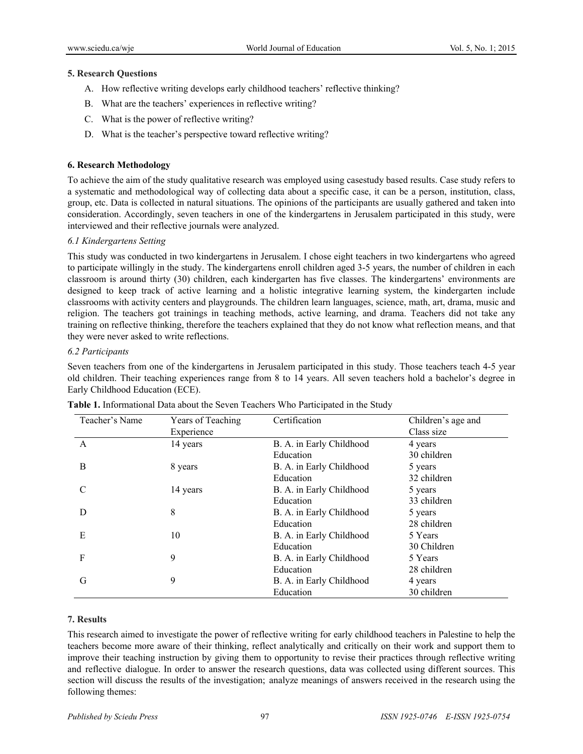## 5. Research Questions

A. How reflective writing develops early childhood teachers' reflective thinking?

B. What are the teachers' experiences in reflective writing?

C. What is the power of reflective writing?

D. What is the teacher's perspective toward reflective writing?

## 6. Research Methodology

To achieve the aim of the study qualitative research was employed using casestudy based results. Case study refers to a systematic and methodological way of collecting data about a specific case, it can be a person, institution, class, group, etc. Data is collected in natural situations. The opinions of the participants are usually gathered and taken into consideration. Accordingly, seven teachers in one of the kindergartens in Jerusalem participated in this study, were interviewed and their reflective journals were analyzed.

### *6.1 Kindergartens Setting*

This study was conducted in two kindergartens in Jerusalem. I chose eight teachers in two kindergartens who agreed to participate willingly in the study. The kindergartens enroll children aged 3-5 years, the number of children in each classroom is around thirty (30) children, each kindergarten has five classes. The kindergartens' environments are designed to keep track of active learning and a holistic integrative learning system, the kindergarten include classrooms with activity centers and playgrounds. The children learn languages, science, math, art, drama, music and religion. The teachers got trainings in teaching methods, active learning, and drama. Teachers did not take any training on reflective thinking, therefore the teachers explained that they do not know what reflection means, and that they were never asked to write reflections.

### *6.2 Participants*

Seven teachers from one of the kindergartens in Jerusalem participated in this study. Those teachers teach 4-5 year old children. Their teaching experiences range from 8 to 14 years. All seven teachers hold a bachelor's degree in Early Childhood Education (ECE).

**Table 1.** Informational Data about the Seven Teachers Who Participated in the Study

| Teacher's Name | Years of Teaching Experience | Certification | Children's age and Class size |
|---|---|---|---|
| A | 14 years | B. A. in Early Childhood Education | 4 years 30 children |
| B | 8 years | B. A. in Early Childhood Education | 5 years 32 children |
| C | 14 years | B. A. in Early Childhood Education | 5 years 33 children |
| D | 8 | B. A. in Early Childhood Education | 5 years 28 children |
| E | 10 | B. A. in Early Childhood Education | 5 Years 30 Children |
| F | 9 | B. A. in Early Childhood Education | 5 Years 28 children |
| G | 9 | B. A. in Early Childhood Education | 4 years 30 children |

## 7. Results

This research aimed to investigate the power of reflective writing for early childhood teachers in Palestine to help the teachers become more aware of their thinking, reflect analytically and critically on their work and support them to improve their teaching instruction by giving them to opportunity to revise their practices through reflective writing and reflective dialogue. In order to answer the research questions, data was collected using different sources. This section will discuss the results of the investigation; analyze meanings of answers received in the research using the following themes: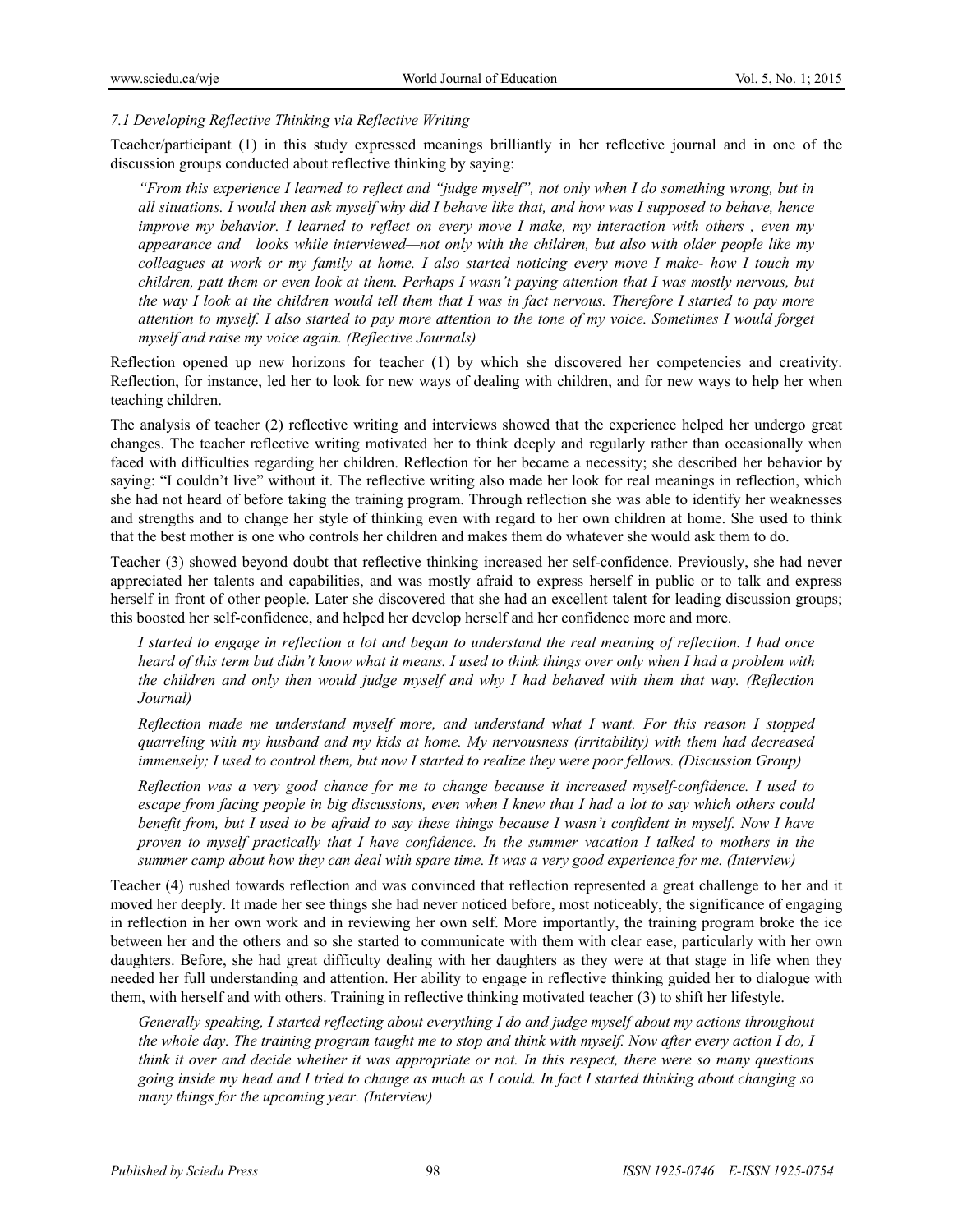### *7.1 Developing Reflective Thinking via Reflective Writing*

Teacher/participant (1) in this study expressed meanings brilliantly in her reflective journal and in one of the discussion groups conducted about reflective thinking by saying:

> *"From this experience I learned to reflect and "judge myself", not only when I do something wrong, but in all situations. I would then ask myself why did I behave like that, and how was I supposed to behave, hence improve my behavior. I learned to reflect on every move I make, my interaction with others , even my appearance and looks while interviewed—not only with the children, but also with older people like my colleagues at work or my family at home. I also started noticing every move I make- how I touch my children, patt them or even look at them. Perhaps I wasn't paying attention that I was mostly nervous, but the way I look at the children would tell them that I was in fact nervous. Therefore I started to pay more attention to myself. I also started to pay more attention to the tone of my voice. Sometimes I would forget myself and raise my voice again. (Reflective Journals)*

Reflection opened up new horizons for teacher (1) by which she discovered her competencies and creativity. Reflection, for instance, led her to look for new ways of dealing with children, and for new ways to help her when teaching children.

The analysis of teacher (2) reflective writing and interviews showed that the experience helped her undergo great changes. The teacher reflective writing motivated her to think deeply and regularly rather than occasionally when faced with difficulties regarding her children. Reflection for her became a necessity; she described her behavior by saying: "I couldn't live" without it. The reflective writing also made her look for real meanings in reflection, which she had not heard of before taking the training program. Through reflection she was able to identify her weaknesses and strengths and to change her style of thinking even with regard to her own children at home. She used to think that the best mother is one who controls her children and makes them do whatever she would ask them to do.

Teacher (3) showed beyond doubt that reflective thinking increased her self-confidence. Previously, she had never appreciated her talents and capabilities, and was mostly afraid to express herself in public or to talk and express herself in front of other people. Later she discovered that she had an excellent talent for leading discussion groups; this boosted her self-confidence, and helped her develop herself and her confidence more and more.

> *I started to engage in reflection a lot and began to understand the real meaning of reflection. I had once heard of this term but didn't know what it means. I used to think things over only when I had a problem with the children and only then would judge myself and why I had behaved with them that way. (Reflection Journal)*
>
> *Reflection made me understand myself more, and understand what I want. For this reason I stopped quarreling with my husband and my kids at home. My nervousness (irritability) with them had decreased immensely; I used to control them, but now I started to realize they were poor fellows. (Discussion Group)*
>
> *Reflection was a very good chance for me to change because it increased myself-confidence. I used to escape from facing people in big discussions, even when I knew that I had a lot to say which others could benefit from, but I used to be afraid to say these things because I wasn't confident in myself. Now I have proven to myself practically that I have confidence. In the summer vacation I talked to mothers in the summer camp about how they can deal with spare time. It was a very good experience for me. (Interview)*

Teacher (4) rushed towards reflection and was convinced that reflection represented a great challenge to her and it moved her deeply. It made her see things she had never noticed before, most noticeably, the significance of engaging in reflection in her own work and in reviewing her own self. More importantly, the training program broke the ice between her and the others and so she started to communicate with them with clear ease, particularly with her own daughters. Before, she had great difficulty dealing with her daughters as they were at that stage in life when they needed her full understanding and attention. Her ability to engage in reflective thinking guided her to dialogue with them, with herself and with others. Training in reflective thinking motivated teacher (3) to shift her lifestyle.

> *Generally speaking, I started reflecting about everything I do and judge myself about my actions throughout the whole day. The training program taught me to stop and think with myself. Now after every action I do, I think it over and decide whether it was appropriate or not. In this respect, there were so many questions going inside my head and I tried to change as much as I could. In fact I started thinking about changing so many things for the upcoming year. (Interview)*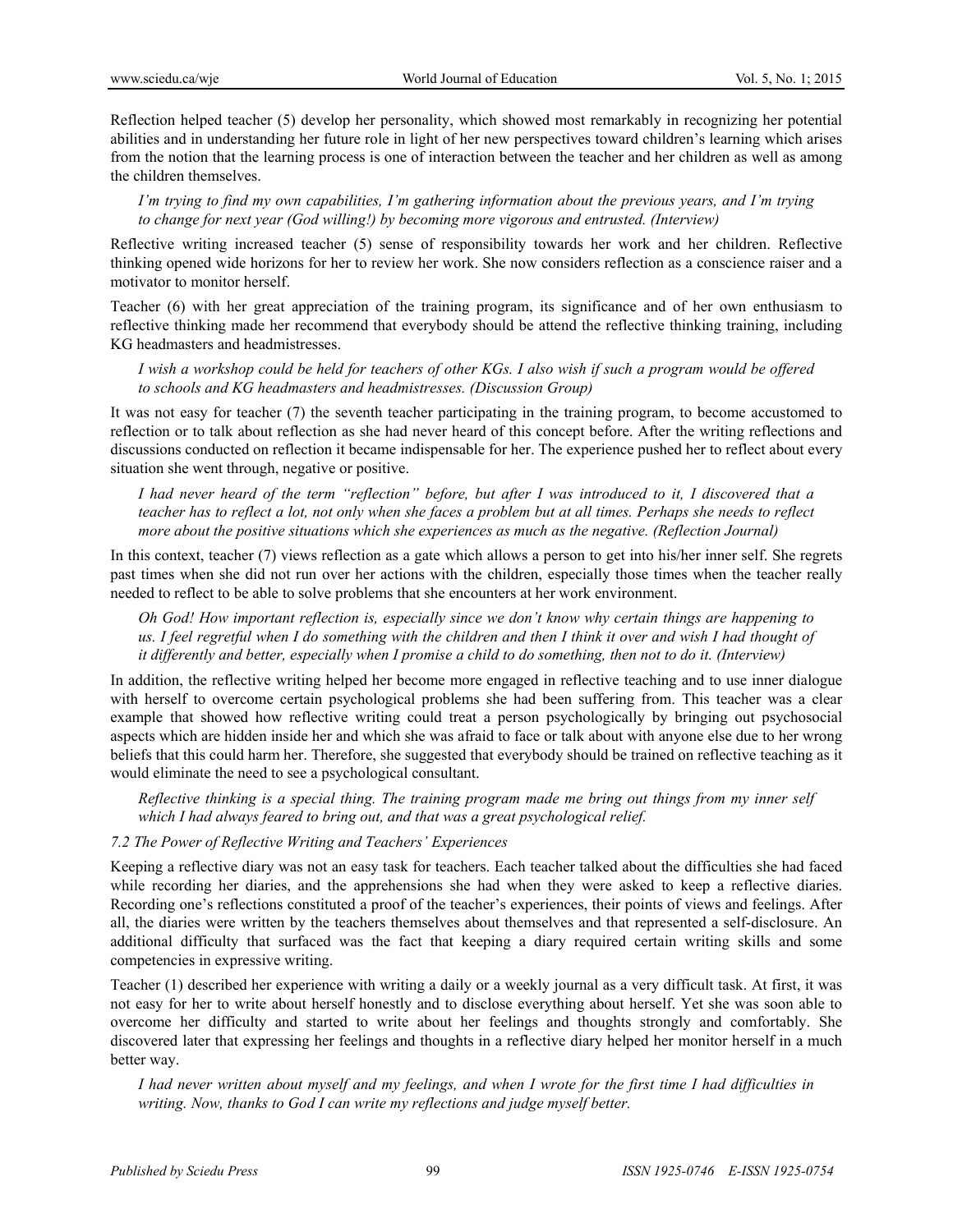Reflection helped teacher (5) develop her personality, which showed most remarkably in recognizing her potential abilities and in understanding her future role in light of her new perspectives toward children's learning which arises from the notion that the learning process is one of interaction between the teacher and her children as well as among the children themselves.

> *I'm trying to find my own capabilities, I'm gathering information about the previous years, and I'm trying to change for next year (God willing!) by becoming more vigorous and entrusted. (Interview)*

Reflective writing increased teacher (5) sense of responsibility towards her work and her children. Reflective thinking opened wide horizons for her to review her work. She now considers reflection as a conscience raiser and a motivator to monitor herself.

Teacher (6) with her great appreciation of the training program, its significance and of her own enthusiasm to reflective thinking made her recommend that everybody should be attend the reflective thinking training, including KG headmasters and headmistresses.

> *I wish a workshop could be held for teachers of other KGs. I also wish if such a program would be offered to schools and KG headmasters and headmistresses. (Discussion Group)*

It was not easy for teacher (7) the seventh teacher participating in the training program, to become accustomed to reflection or to talk about reflection as she had never heard of this concept before. After the writing reflections and discussions conducted on reflection it became indispensable for her. The experience pushed her to reflect about every situation she went through, negative or positive.

> *I had never heard of the term "reflection" before, but after I was introduced to it, I discovered that a teacher has to reflect a lot, not only when she faces a problem but at all times. Perhaps she needs to reflect more about the positive situations which she experiences as much as the negative. (Reflection Journal)*

In this context, teacher (7) views reflection as a gate which allows a person to get into his/her inner self. She regrets past times when she did not run over her actions with the children, especially those times when the teacher really needed to reflect to be able to solve problems that she encounters at her work environment.

> *Oh God! How important reflection is, especially since we don't know why certain things are happening to us. I feel regretful when I do something with the children and then I think it over and wish I had thought of it differently and better, especially when I promise a child to do something, then not to do it. (Interview)*

In addition, the reflective writing helped her become more engaged in reflective teaching and to use inner dialogue with herself to overcome certain psychological problems she had been suffering from. This teacher was a clear example that showed how reflective writing could treat a person psychologically by bringing out psychosocial aspects which are hidden inside her and which she was afraid to face or talk about with anyone else due to her wrong beliefs that this could harm her. Therefore, she suggested that everybody should be trained on reflective teaching as it would eliminate the need to see a psychological consultant.

> *Reflective thinking is a special thing. The training program made me bring out things from my inner self which I had always feared to bring out, and that was a great psychological relief.*

### *7.2 The Power of Reflective Writing and Teachers' Experiences*

Keeping a reflective diary was not an easy task for teachers. Each teacher talked about the difficulties she had faced while recording her diaries, and the apprehensions she had when they were asked to keep a reflective diaries. Recording one's reflections constituted a proof of the teacher's experiences, their points of views and feelings. After all, the diaries were written by the teachers themselves about themselves and that represented a self-disclosure. An additional difficulty that surfaced was the fact that keeping a diary required certain writing skills and some competencies in expressive writing.

Teacher (1) described her experience with writing a daily or a weekly journal as a very difficult task. At first, it was not easy for her to write about herself honestly and to disclose everything about herself. Yet she was soon able to overcome her difficulty and started to write about her feelings and thoughts strongly and comfortably. She discovered later that expressing her feelings and thoughts in a reflective diary helped her monitor herself in a much better way.

> *I had never written about myself and my feelings, and when I wrote for the first time I had difficulties in writing. Now, thanks to God I can write my reflections and judge myself better.*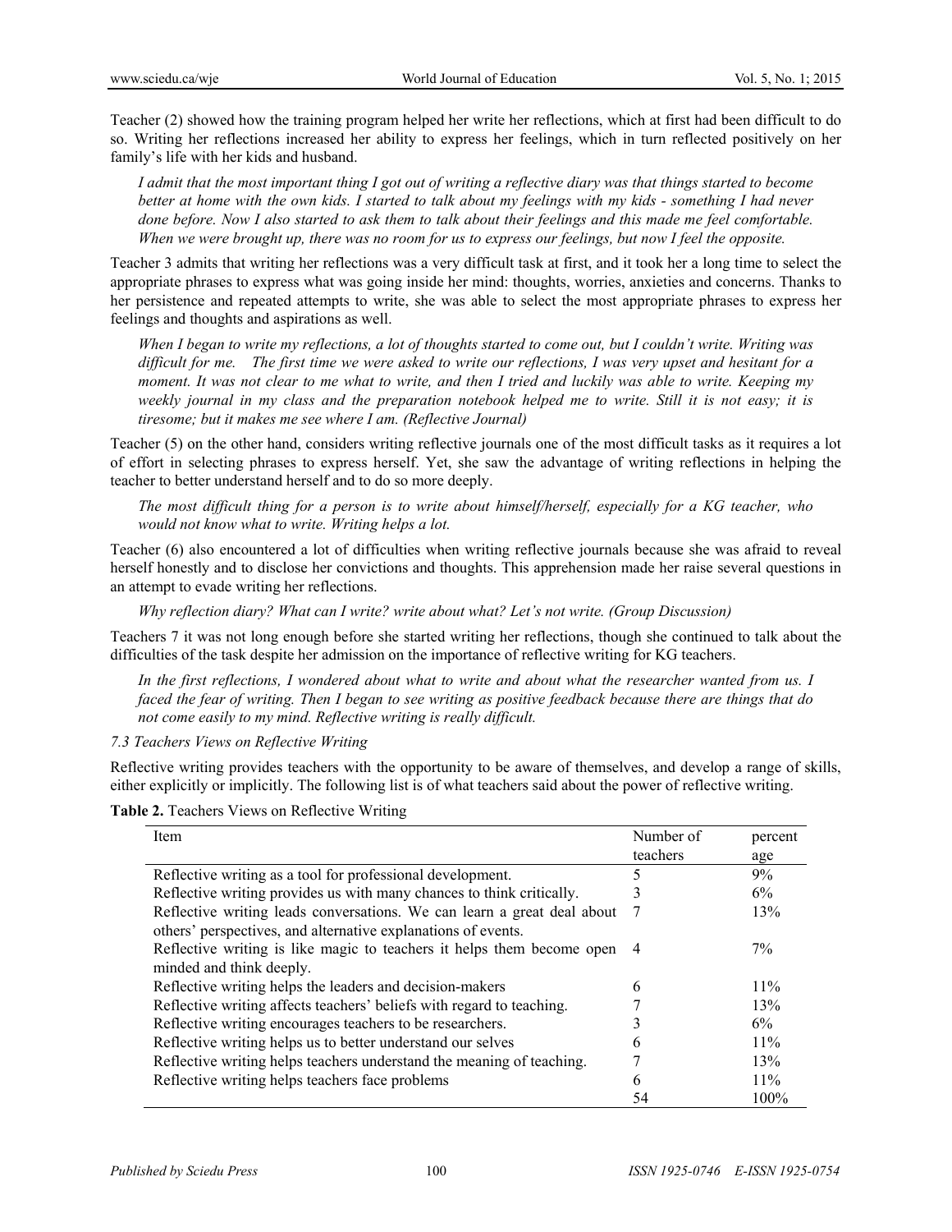Teacher (2) showed how the training program helped her write her reflections, which at first had been difficult to do so. Writing her reflections increased her ability to express her feelings, which in turn reflected positively on her family's life with her kids and husband.

> *I admit that the most important thing I got out of writing a reflective diary was that things started to become better at home with the own kids. I started to talk about my feelings with my kids - something I had never done before. Now I also started to ask them to talk about their feelings and this made me feel comfortable. When we were brought up, there was no room for us to express our feelings, but now I feel the opposite.*

Teacher 3 admits that writing her reflections was a very difficult task at first, and it took her a long time to select the appropriate phrases to express what was going inside her mind: thoughts, worries, anxieties and concerns. Thanks to her persistence and repeated attempts to write, she was able to select the most appropriate phrases to express her feelings and thoughts and aspirations as well.

> *When I began to write my reflections, a lot of thoughts started to come out, but I couldn't write. Writing was difficult for me. The first time we were asked to write our reflections, I was very upset and hesitant for a moment. It was not clear to me what to write, and then I tried and luckily was able to write. Keeping my weekly journal in my class and the preparation notebook helped me to write. Still it is not easy; it is tiresome; but it makes me see where I am. (Reflective Journal)*

Teacher (5) on the other hand, considers writing reflective journals one of the most difficult tasks as it requires a lot of effort in selecting phrases to express herself. Yet, she saw the advantage of writing reflections in helping the teacher to better understand herself and to do so more deeply.

> *The most difficult thing for a person is to write about himself/herself, especially for a KG teacher, who would not know what to write. Writing helps a lot.*

Teacher (6) also encountered a lot of difficulties when writing reflective journals because she was afraid to reveal herself honestly and to disclose her convictions and thoughts. This apprehension made her raise several questions in an attempt to evade writing her reflections.

> *Why reflection diary? What can I write? write about what? Let's not write. (Group Discussion)*

Teachers 7 it was not long enough before she started writing her reflections, though she continued to talk about the difficulties of the task despite her admission on the importance of reflective writing for KG teachers.

> *In the first reflections, I wondered about what to write and about what the researcher wanted from us. I faced the fear of writing. Then I began to see writing as positive feedback because there are things that do not come easily to my mind. Reflective writing is really difficult.*

### *7.3 Teachers Views on Reflective Writing*

Reflective writing provides teachers with the opportunity to be aware of themselves, and develop a range of skills, either explicitly or implicitly. The following list is of what teachers said about the power of reflective writing.

**Table 2.** Teachers Views on Reflective Writing

| Item | Number of teachers | percent age |
|---|---|---|
| Reflective writing as a tool for professional development. | 5 | 9% |
| Reflective writing provides us with many chances to think critically. | 3 | 6% |
| Reflective writing leads conversations. We can learn a great deal about others' perspectives, and alternative explanations of events. | 7 | 13% |
| Reflective writing is like magic to teachers it helps them become open minded and think deeply. | 4 | 7% |
| Reflective writing helps the leaders and decision-makers | 6 | 11% |
| Reflective writing affects teachers' beliefs with regard to teaching. | 7 | 13% |
| Reflective writing encourages teachers to be researchers. | 3 | 6% |
| Reflective writing helps us to better understand our selves | 6 | 11% |
| Reflective writing helps teachers understand the meaning of teaching. | 7 | 13% |
| Reflective writing helps teachers face problems | 6 | 11% |
| | 54 | 100% |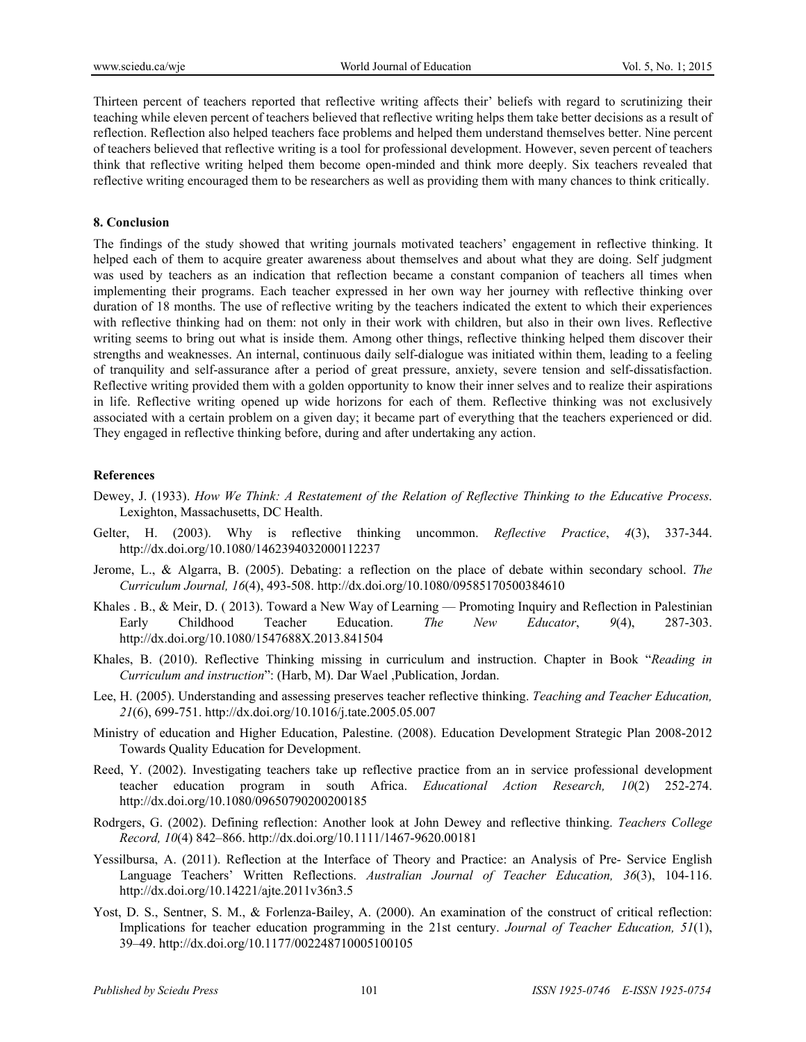Thirteen percent of teachers reported that reflective writing affects their' beliefs with regard to scrutinizing their teaching while eleven percent of teachers believed that reflective writing helps them take better decisions as a result of reflection. Reflection also helped teachers face problems and helped them understand themselves better. Nine percent of teachers believed that reflective writing is a tool for professional development. However, seven percent of teachers think that reflective writing helped them become open-minded and think more deeply. Six teachers revealed that reflective writing encouraged them to be researchers as well as providing them with many chances to think critically.

## 8. Conclusion

The findings of the study showed that writing journals motivated teachers' engagement in reflective thinking. It helped each of them to acquire greater awareness about themselves and about what they are doing. Self judgment was used by teachers as an indication that reflection became a constant companion of teachers all times when implementing their programs. Each teacher expressed in her own way her journey with reflective thinking over duration of 18 months. The use of reflective writing by the teachers indicated the extent to which their experiences with reflective thinking had on them: not only in their work with children, but also in their own lives. Reflective writing seems to bring out what is inside them. Among other things, reflective thinking helped them discover their strengths and weaknesses. An internal, continuous daily self-dialogue was initiated within them, leading to a feeling of tranquility and self-assurance after a period of great pressure, anxiety, severe tension and self-dissatisfaction. Reflective writing provided them with a golden opportunity to know their inner selves and to realize their aspirations in life. Reflective writing opened up wide horizons for each of them. Reflective thinking was not exclusively associated with a certain problem on a given day; it became part of everything that the teachers experienced or did. They engaged in reflective thinking before, during and after undertaking any action.

## References

Dewey, J. (1933). *How We Think: A Restatement of the Relation of Reflective Thinking to the Educative Process*. Lexighton, Massachusetts, DC Health.

Gelter, H. (2003). Why is reflective thinking uncommon. *Reflective Practice*, *4*(3), 337-344. http://dx.doi.org/10.1080/1462394032000112237

Jerome, L., & Algarra, B. (2005). Debating: a reflection on the place of debate within secondary school. *The Curriculum Journal, 16*(4), 493-508. http://dx.doi.org/10.1080/09585170500384610

Khales . B., & Meir, D. ( 2013). Toward a New Way of Learning — Promoting Inquiry and Reflection in Palestinian Early Childhood Teacher Education. *The New Educator*, *9*(4), 287-303. http://dx.doi.org/10.1080/1547688X.2013.841504

Khales, B. (2010). Reflective Thinking missing in curriculum and instruction. Chapter in Book "*Reading in Curriculum and instruction*": (Harb, M). Dar Wael ,Publication, Jordan.

Lee, H. (2005). Understanding and assessing preserves teacher reflective thinking. *Teaching and Teacher Education, 21*(6), 699-751. http://dx.doi.org/10.1016/j.tate.2005.05.007

Ministry of education and Higher Education, Palestine. (2008). Education Development Strategic Plan 2008-2012 Towards Quality Education for Development.

Reed, Y. (2002). Investigating teachers take up reflective practice from an in service professional development teacher education program in south Africa. *Educational Action Research, 10*(2) 252-274. http://dx.doi.org/10.1080/09650790200200185

Rodrgers, G. (2002). Defining reflection: Another look at John Dewey and reflective thinking. *Teachers College Record, 10*(4) 842–866. http://dx.doi.org/10.1111/1467-9620.00181

Yessilbursa, A. (2011). Reflection at the Interface of Theory and Practice: an Analysis of Pre- Service English Language Teachers' Written Reflections. *Australian Journal of Teacher Education, 36*(3), 104-116. http://dx.doi.org/10.14221/ajte.2011v36n3.5

Yost, D. S., Sentner, S. M., & Forlenza-Bailey, A. (2000). An examination of the construct of critical reflection: Implications for teacher education programming in the 21st century. *Journal of Teacher Education, 51*(1), 39–49. http://dx.doi.org/10.1177/002248710005100105